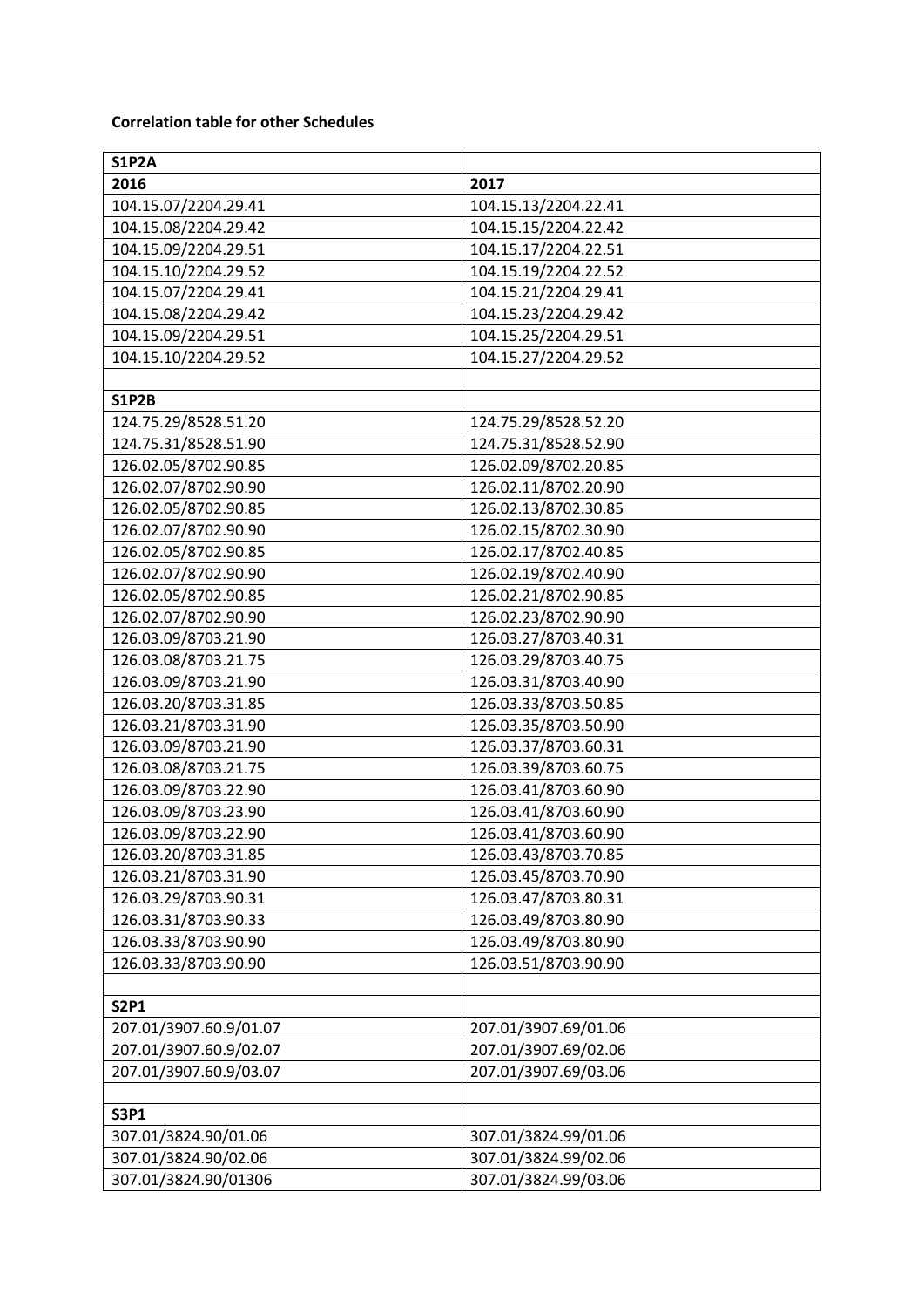**Correlation table for other Schedules**

| S1P2A | |
|---|---|
| **2016** | **2017** |
| 104.15.07/2204.29.41 | 104.15.13/2204.22.41 |
| 104.15.08/2204.29.42 | 104.15.15/2204.22.42 |
| 104.15.09/2204.29.51 | 104.15.17/2204.22.51 |
| 104.15.10/2204.29.52 | 104.15.19/2204.22.52 |
| 104.15.07/2204.29.41 | 104.15.21/2204.29.41 |
| 104.15.08/2204.29.42 | 104.15.23/2204.29.42 |
| 104.15.09/2204.29.51 | 104.15.25/2204.29.51 |
| 104.15.10/2204.29.52 | 104.15.27/2204.29.52 |
| | |
| **S1P2B** | |
| 124.75.29/8528.51.20 | 124.75.29/8528.52.20 |
| 124.75.31/8528.51.90 | 124.75.31/8528.52.90 |
| 126.02.05/8702.90.85 | 126.02.09/8702.20.85 |
| 126.02.07/8702.90.90 | 126.02.11/8702.20.90 |
| 126.02.05/8702.90.85 | 126.02.13/8702.30.85 |
| 126.02.07/8702.90.90 | 126.02.15/8702.30.90 |
| 126.02.05/8702.90.85 | 126.02.17/8702.40.85 |
| 126.02.07/8702.90.90 | 126.02.19/8702.40.90 |
| 126.02.05/8702.90.85 | 126.02.21/8702.90.85 |
| 126.02.07/8702.90.90 | 126.02.23/8702.90.90 |
| 126.03.09/8703.21.90 | 126.03.27/8703.40.31 |
| 126.03.08/8703.21.75 | 126.03.29/8703.40.75 |
| 126.03.09/8703.21.90 | 126.03.31/8703.40.90 |
| 126.03.20/8703.31.85 | 126.03.33/8703.50.85 |
| 126.03.21/8703.31.90 | 126.03.35/8703.50.90 |
| 126.03.09/8703.21.90 | 126.03.37/8703.60.31 |
| 126.03.08/8703.21.75 | 126.03.39/8703.60.75 |
| 126.03.09/8703.22.90 | 126.03.41/8703.60.90 |
| 126.03.09/8703.23.90 | 126.03.41/8703.60.90 |
| 126.03.09/8703.22.90 | 126.03.41/8703.60.90 |
| 126.03.20/8703.31.85 | 126.03.43/8703.70.85 |
| 126.03.21/8703.31.90 | 126.03.45/8703.70.90 |
| 126.03.29/8703.90.31 | 126.03.47/8703.80.31 |
| 126.03.31/8703.90.33 | 126.03.49/8703.80.90 |
| 126.03.33/8703.90.90 | 126.03.49/8703.80.90 |
| 126.03.33/8703.90.90 | 126.03.51/8703.90.90 |
| | |
| **S2P1** | |
| 207.01/3907.60.9/01.07 | 207.01/3907.69/01.06 |
| 207.01/3907.60.9/02.07 | 207.01/3907.69/02.06 |
| 207.01/3907.60.9/03.07 | 207.01/3907.69/03.06 |
| | |
| **S3P1** | |
| 307.01/3824.90/01.06 | 307.01/3824.99/01.06 |
| 307.01/3824.90/02.06 | 307.01/3824.99/02.06 |
| 307.01/3824.90/01306 | 307.01/3824.99/03.06 |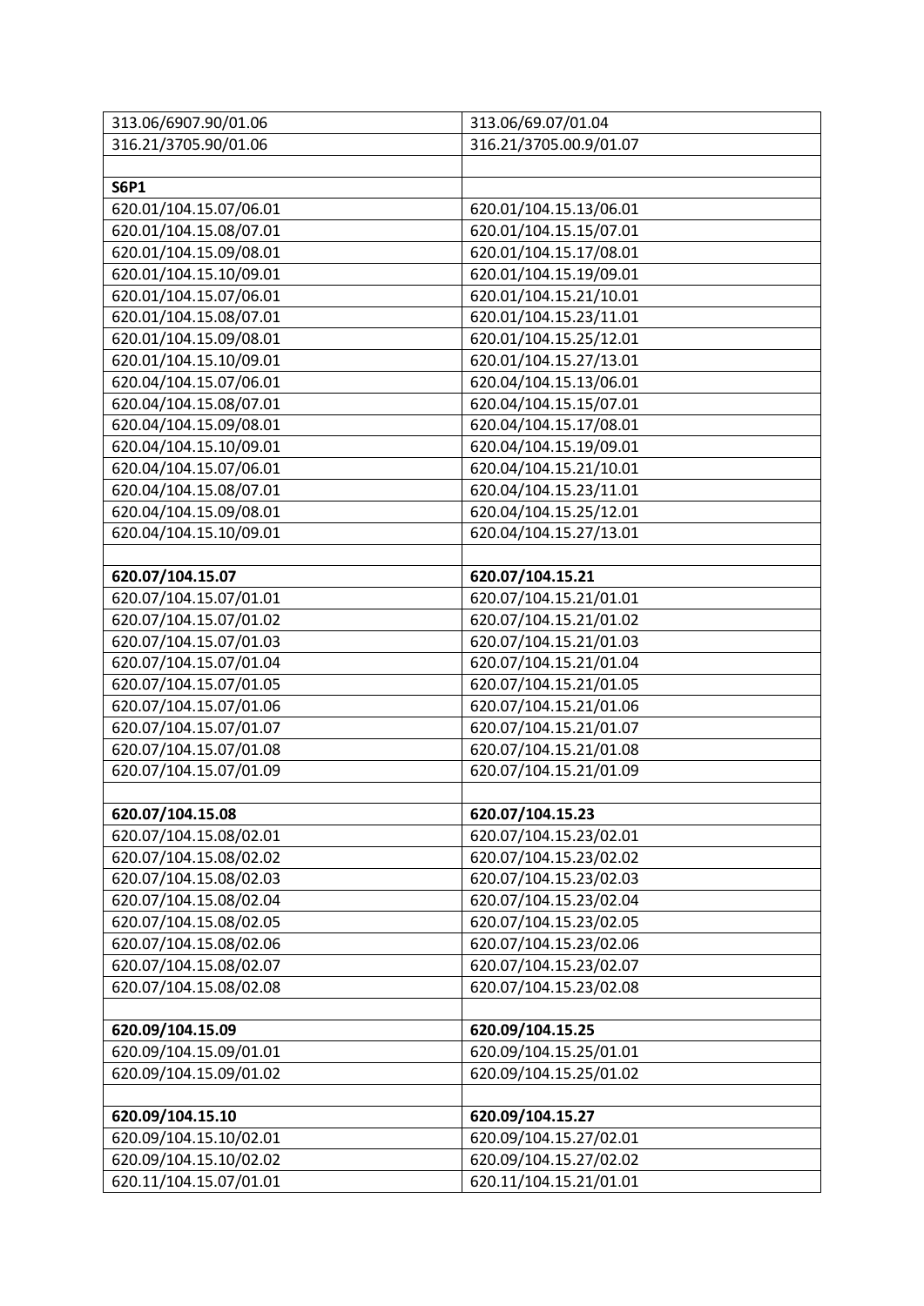| 313.06/6907.90/01.06 | 313.06/69.07/01.04 |
| --- | --- |
| 316.21/3705.90/01.06 | 316.21/3705.00.9/01.07 |
| | |
| **S6P1** | |
| 620.01/104.15.07/06.01 | 620.01/104.15.13/06.01 |
| 620.01/104.15.08/07.01 | 620.01/104.15.15/07.01 |
| 620.01/104.15.09/08.01 | 620.01/104.15.17/08.01 |
| 620.01/104.15.10/09.01 | 620.01/104.15.19/09.01 |
| 620.01/104.15.07/06.01 | 620.01/104.15.21/10.01 |
| 620.01/104.15.08/07.01 | 620.01/104.15.23/11.01 |
| 620.01/104.15.09/08.01 | 620.01/104.15.25/12.01 |
| 620.01/104.15.10/09.01 | 620.01/104.15.27/13.01 |
| 620.04/104.15.07/06.01 | 620.04/104.15.13/06.01 |
| 620.04/104.15.08/07.01 | 620.04/104.15.15/07.01 |
| 620.04/104.15.09/08.01 | 620.04/104.15.17/08.01 |
| 620.04/104.15.10/09.01 | 620.04/104.15.19/09.01 |
| 620.04/104.15.07/06.01 | 620.04/104.15.21/10.01 |
| 620.04/104.15.08/07.01 | 620.04/104.15.23/11.01 |
| 620.04/104.15.09/08.01 | 620.04/104.15.25/12.01 |
| 620.04/104.15.10/09.01 | 620.04/104.15.27/13.01 |
| | |
| **620.07/104.15.07** | **620.07/104.15.21** |
| 620.07/104.15.07/01.01 | 620.07/104.15.21/01.01 |
| 620.07/104.15.07/01.02 | 620.07/104.15.21/01.02 |
| 620.07/104.15.07/01.03 | 620.07/104.15.21/01.03 |
| 620.07/104.15.07/01.04 | 620.07/104.15.21/01.04 |
| 620.07/104.15.07/01.05 | 620.07/104.15.21/01.05 |
| 620.07/104.15.07/01.06 | 620.07/104.15.21/01.06 |
| 620.07/104.15.07/01.07 | 620.07/104.15.21/01.07 |
| 620.07/104.15.07/01.08 | 620.07/104.15.21/01.08 |
| 620.07/104.15.07/01.09 | 620.07/104.15.21/01.09 |
| | |
| **620.07/104.15.08** | **620.07/104.15.23** |
| 620.07/104.15.08/02.01 | 620.07/104.15.23/02.01 |
| 620.07/104.15.08/02.02 | 620.07/104.15.23/02.02 |
| 620.07/104.15.08/02.03 | 620.07/104.15.23/02.03 |
| 620.07/104.15.08/02.04 | 620.07/104.15.23/02.04 |
| 620.07/104.15.08/02.05 | 620.07/104.15.23/02.05 |
| 620.07/104.15.08/02.06 | 620.07/104.15.23/02.06 |
| 620.07/104.15.08/02.07 | 620.07/104.15.23/02.07 |
| 620.07/104.15.08/02.08 | 620.07/104.15.23/02.08 |
| | |
| **620.09/104.15.09** | **620.09/104.15.25** |
| 620.09/104.15.09/01.01 | 620.09/104.15.25/01.01 |
| 620.09/104.15.09/01.02 | 620.09/104.15.25/01.02 |
| | |
| **620.09/104.15.10** | **620.09/104.15.27** |
| 620.09/104.15.10/02.01 | 620.09/104.15.27/02.01 |
| 620.09/104.15.10/02.02 | 620.09/104.15.27/02.02 |
| 620.11/104.15.07/01.01 | 620.11/104.15.21/01.01 |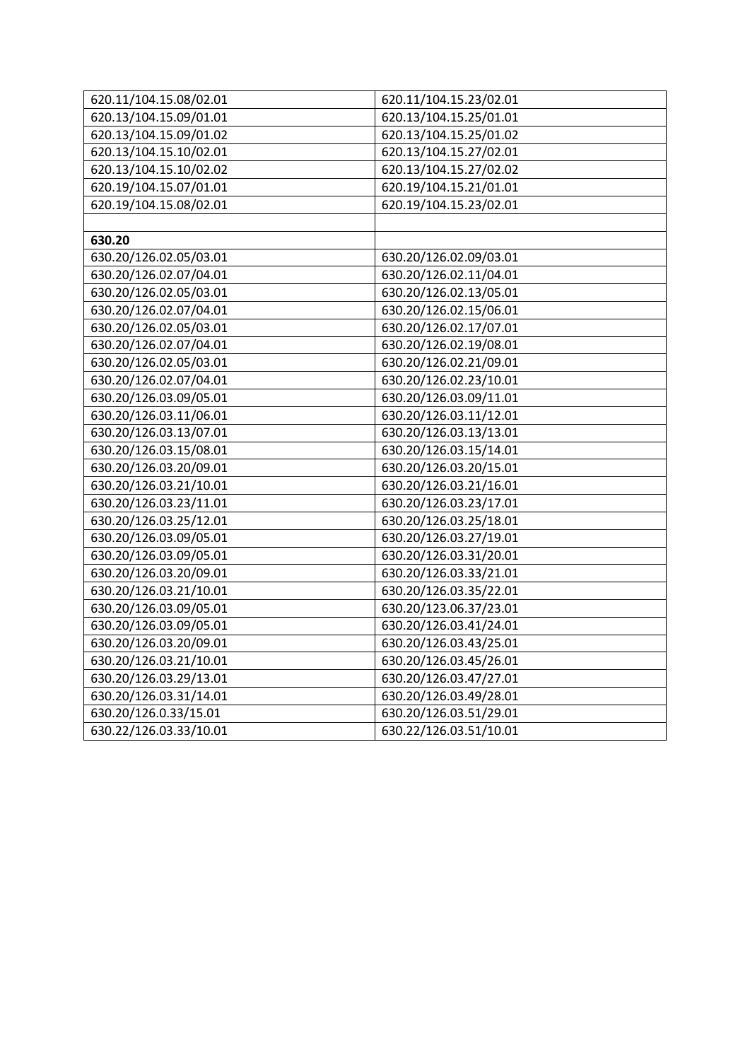| | |
|---|---|
| 620.11/104.15.08/02.01 | 620.11/104.15.23/02.01 |
| 620.13/104.15.09/01.01 | 620.13/104.15.25/01.01 |
| 620.13/104.15.09/01.02 | 620.13/104.15.25/01.02 |
| 620.13/104.15.10/02.01 | 620.13/104.15.27/02.01 |
| 620.13/104.15.10/02.02 | 620.13/104.15.27/02.02 |
| 620.19/104.15.07/01.01 | 620.19/104.15.21/01.01 |
| 620.19/104.15.08/02.01 | 620.19/104.15.23/02.01 |
| | |
| **630.20** | |
| 630.20/126.02.05/03.01 | 630.20/126.02.09/03.01 |
| 630.20/126.02.07/04.01 | 630.20/126.02.11/04.01 |
| 630.20/126.02.05/03.01 | 630.20/126.02.13/05.01 |
| 630.20/126.02.07/04.01 | 630.20/126.02.15/06.01 |
| 630.20/126.02.05/03.01 | 630.20/126.02.17/07.01 |
| 630.20/126.02.07/04.01 | 630.20/126.02.19/08.01 |
| 630.20/126.02.05/03.01 | 630.20/126.02.21/09.01 |
| 630.20/126.02.07/04.01 | 630.20/126.02.23/10.01 |
| 630.20/126.03.09/05.01 | 630.20/126.03.09/11.01 |
| 630.20/126.03.11/06.01 | 630.20/126.03.11/12.01 |
| 630.20/126.03.13/07.01 | 630.20/126.03.13/13.01 |
| 630.20/126.03.15/08.01 | 630.20/126.03.15/14.01 |
| 630.20/126.03.20/09.01 | 630.20/126.03.20/15.01 |
| 630.20/126.03.21/10.01 | 630.20/126.03.21/16.01 |
| 630.20/126.03.23/11.01 | 630.20/126.03.23/17.01 |
| 630.20/126.03.25/12.01 | 630.20/126.03.25/18.01 |
| 630.20/126.03.09/05.01 | 630.20/126.03.27/19.01 |
| 630.20/126.03.09/05.01 | 630.20/126.03.31/20.01 |
| 630.20/126.03.20/09.01 | 630.20/126.03.33/21.01 |
| 630.20/126.03.21/10.01 | 630.20/126.03.35/22.01 |
| 630.20/126.03.09/05.01 | 630.20/123.06.37/23.01 |
| 630.20/126.03.09/05.01 | 630.20/126.03.41/24.01 |
| 630.20/126.03.20/09.01 | 630.20/126.03.43/25.01 |
| 630.20/126.03.21/10.01 | 630.20/126.03.45/26.01 |
| 630.20/126.03.29/13.01 | 630.20/126.03.47/27.01 |
| 630.20/126.03.31/14.01 | 630.20/126.03.49/28.01 |
| 630.20/126.0.33/15.01 | 630.20/126.03.51/29.01 |
| 630.22/126.03.33/10.01 | 630.22/126.03.51/10.01 |